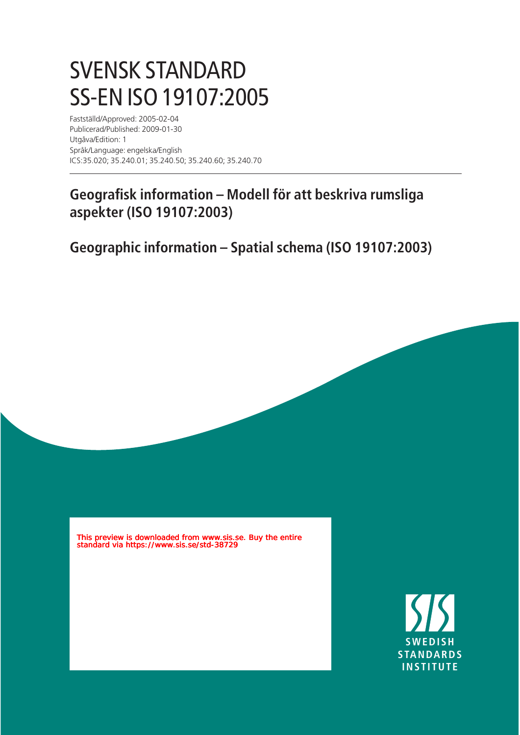# SVENSK STANDARD
# SS-EN ISO 19107:2005

Fastställd/Approved: 2005-02-04
Publicerad/Published: 2009-01-30
Utgåva/Edition: 1
Språk/Language: engelska/English
ICS:35.020; 35.240.01; 35.240.50; 35.240.60; 35.240.70

## Geografisk information – Modell för att beskriva rumsliga aspekter (ISO 19107:2003)

## Geographic information – Spatial schema (ISO 19107:2003)

This preview is downloaded from www.sis.se. Buy the entire standard via https://www.sis.se/std-38729

SWEDISH STANDARDS INSTITUTE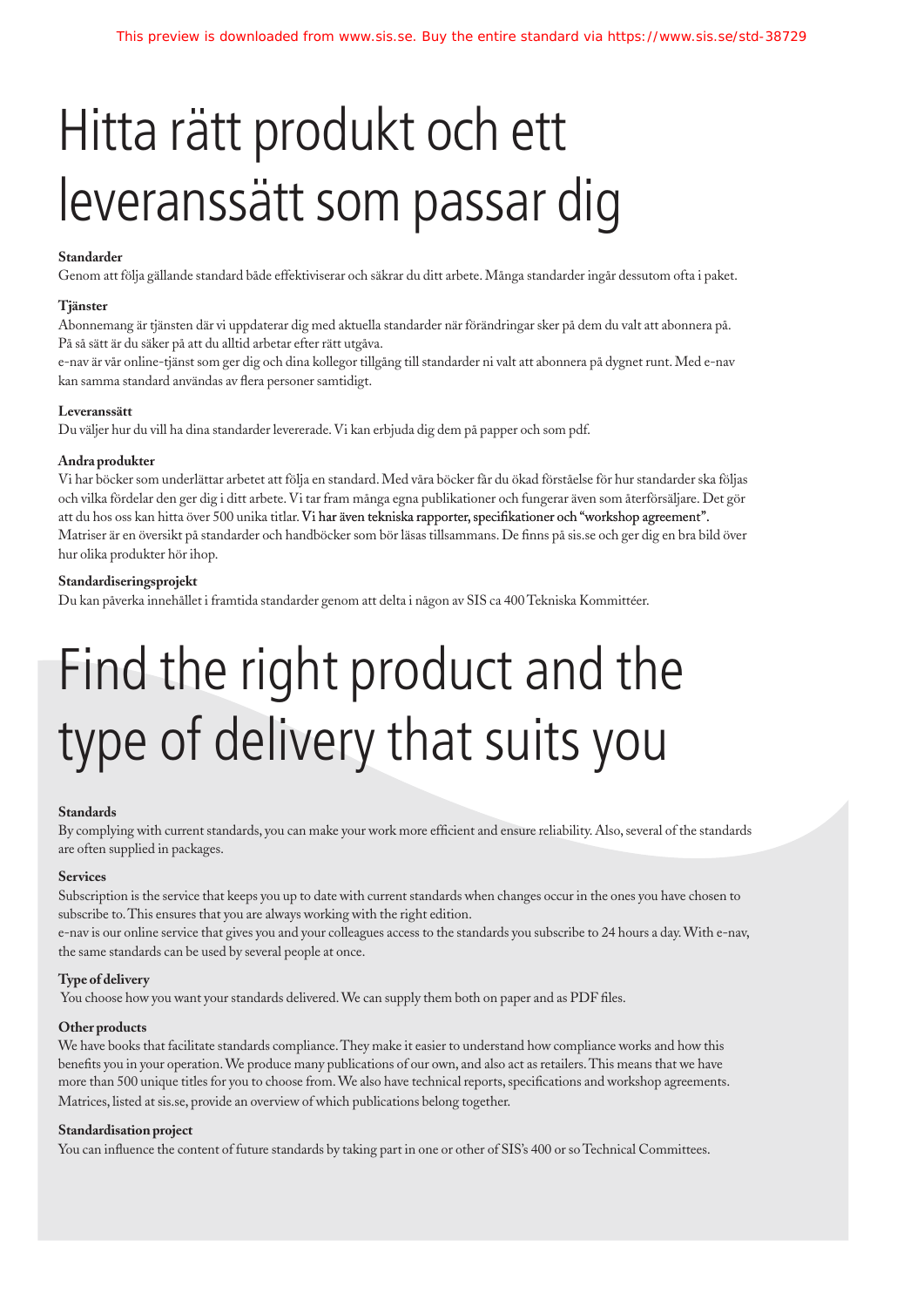# Hitta rätt produkt och ett leveranssätt som passar dig

**Standarder**

Genom att följa gällande standard både effektiviserar och säkrar du ditt arbete. Många standarder ingår dessutom ofta i paket.

**Tjänster**

Abonnemang är tjänsten där vi uppdaterar dig med aktuella standarder när förändringar sker på dem du valt att abonnera på. På så sätt är du säker på att du alltid arbetar efter rätt utgåva.

e-nav är vår online-tjänst som ger dig och dina kollegor tillgång till standarder ni valt att abonnera på dygnet runt. Med e-nav kan samma standard användas av flera personer samtidigt.

**Leveranssätt**

Du väljer hur du vill ha dina standarder levererade. Vi kan erbjuda dig dem på papper och som pdf.

**Andra produkter**

Vi har böcker som underlättar arbetet att följa en standard. Med våra böcker får du ökad förståelse för hur standarder ska följas och vilka fördelar den ger dig i ditt arbete. Vi tar fram många egna publikationer och fungerar även som återförsäljare. Det gör att du hos oss kan hitta över 500 unika titlar. Vi har även tekniska rapporter, specifikationer och "workshop agreement". Matriser är en översikt på standarder och handböcker som bör läsas tillsammans. De finns på sis.se och ger dig en bra bild över hur olika produkter hör ihop.

**Standardiseringsprojekt**

Du kan påverka innehållet i framtida standarder genom att delta i någon av SIS ca 400 Tekniska Kommittéer.

# Find the right product and the type of delivery that suits you

**Standards**

By complying with current standards, you can make your work more efficient and ensure reliability. Also, several of the standards are often supplied in packages.

**Services**

Subscription is the service that keeps you up to date with current standards when changes occur in the ones you have chosen to subscribe to. This ensures that you are always working with the right edition.

e-nav is our online service that gives you and your colleagues access to the standards you subscribe to 24 hours a day. With e-nav, the same standards can be used by several people at once.

**Type of delivery**

You choose how you want your standards delivered. We can supply them both on paper and as PDF files.

**Other products**

We have books that facilitate standards compliance. They make it easier to understand how compliance works and how this benefits you in your operation. We produce many publications of our own, and also act as retailers. This means that we have more than 500 unique titles for you to choose from. We also have technical reports, specifications and workshop agreements. Matrices, listed at sis.se, provide an overview of which publications belong together.

**Standardisation project**

You can influence the content of future standards by taking part in one or other of SIS's 400 or so Technical Committees.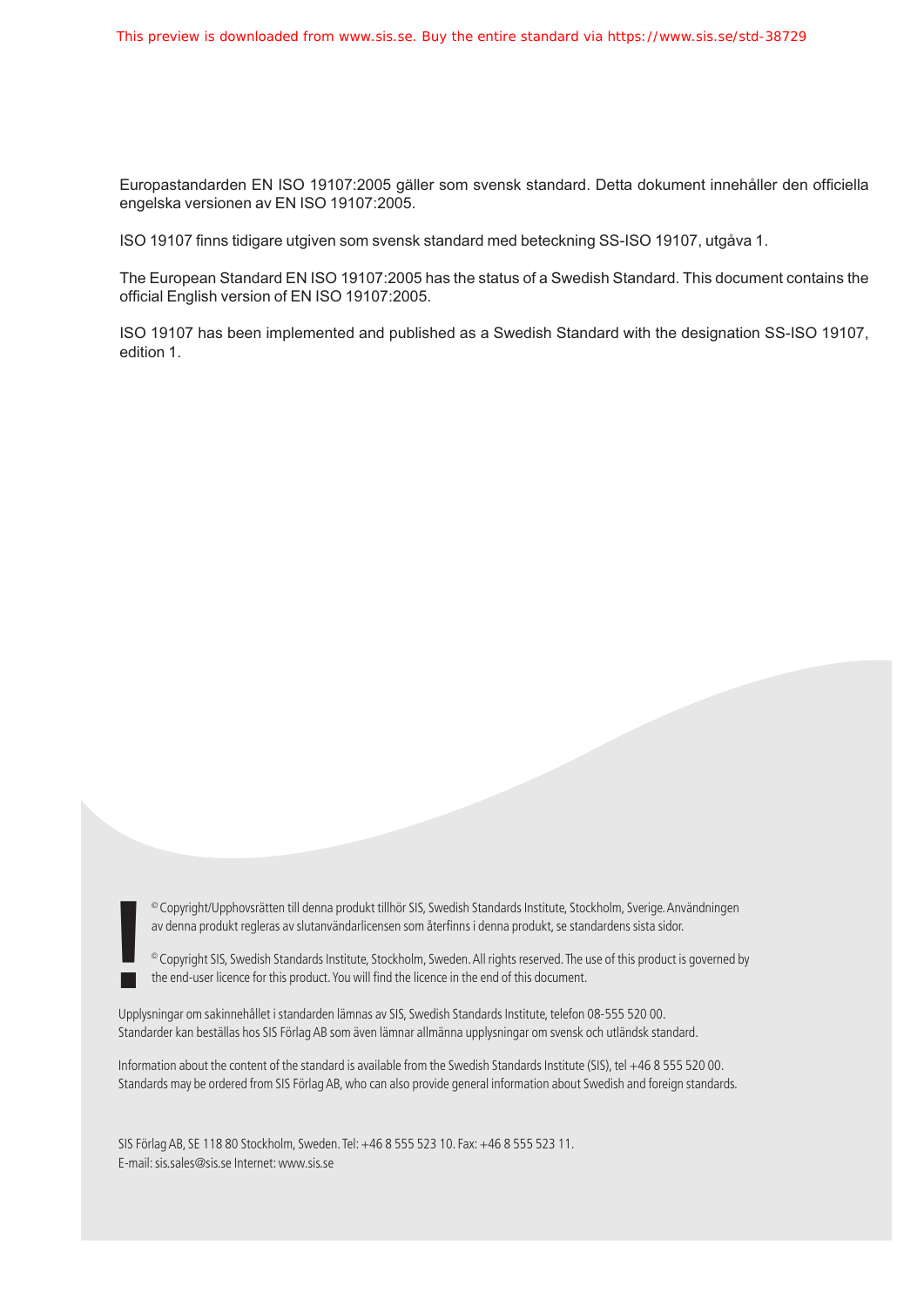Europastandarden EN ISO 19107:2005 gäller som svensk standard. Detta dokument innehåller den officiella engelska versionen av EN ISO 19107:2005.

ISO 19107 finns tidigare utgiven som svensk standard med beteckning SS-ISO 19107, utgåva 1.

The European Standard EN ISO 19107:2005 has the status of a Swedish Standard. This document contains the official English version of EN ISO 19107:2005.

ISO 19107 has been implemented and published as a Swedish Standard with the designation SS-ISO 19107, edition 1.

© Copyright/Upphovsrätten till denna produkt tillhör SIS, Swedish Standards Institute, Stockholm, Sverige. Användningen av denna produkt regleras av slutanvändarlicensen som återfinns i denna produkt, se standardens sista sidor.

© Copyright SIS, Swedish Standards Institute, Stockholm, Sweden. All rights reserved. The use of this product is governed by the end-user licence for this product. You will find the licence in the end of this document.

Upplysningar om sakinnehållet i standarden lämnas av SIS, Swedish Standards Institute, telefon 08-555 520 00.
Standarder kan beställas hos SIS Förlag AB som även lämnar allmänna upplysningar om svensk och utländsk standard.

Information about the content of the standard is available from the Swedish Standards Institute (SIS), tel +46 8 555 520 00.
Standards may be ordered from SIS Förlag AB, who can also provide general information about Swedish and foreign standards.

SIS Förlag AB, SE 118 80 Stockholm, Sweden. Tel: +46 8 555 523 10. Fax: +46 8 555 523 11.
E-mail: sis.sales@sis.se Internet: www.sis.se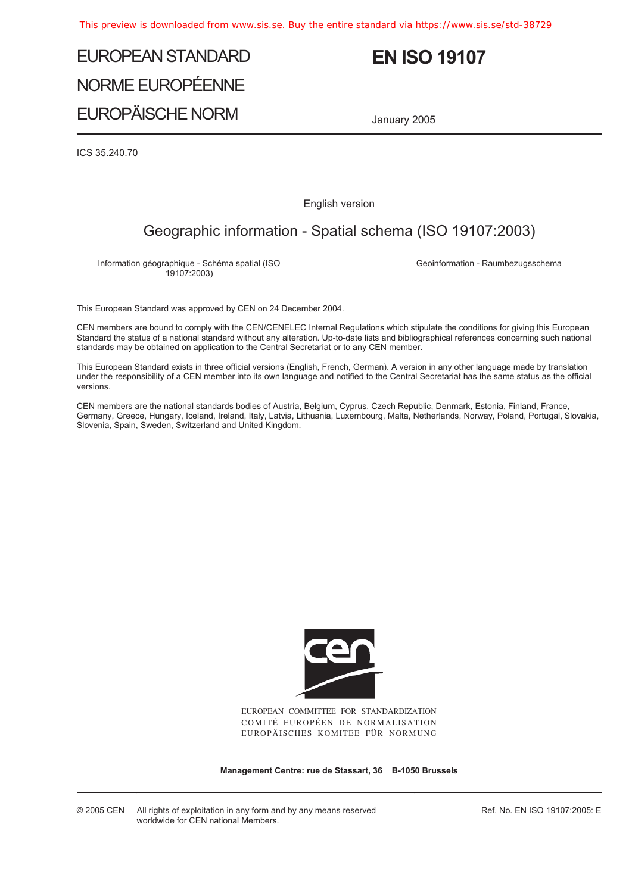# EUROPEAN STANDARD

# NORME EUROPÉENNE

# EUROPÄISCHE NORM

# EN ISO 19107

January 2005

ICS 35.240.70

English version

## Geographic information - Spatial schema (ISO 19107:2003)

Information géographique - Schéma spatial (ISO 19107:2003)

Geoinformation - Raumbezugsschema

This European Standard was approved by CEN on 24 December 2004.

CEN members are bound to comply with the CEN/CENELEC Internal Regulations which stipulate the conditions for giving this European Standard the status of a national standard without any alteration. Up-to-date lists and bibliographical references concerning such national standards may be obtained on application to the Central Secretariat or to any CEN member.

This European Standard exists in three official versions (English, French, German). A version in any other language made by translation under the responsibility of a CEN member into its own language and notified to the Central Secretariat has the same status as the official versions.

CEN members are the national standards bodies of Austria, Belgium, Cyprus, Czech Republic, Denmark, Estonia, Finland, France, Germany, Greece, Hungary, Iceland, Ireland, Italy, Latvia, Lithuania, Luxembourg, Malta, Netherlands, Norway, Poland, Portugal, Slovakia, Slovenia, Spain, Sweden, Switzerland and United Kingdom.

EUROPEAN COMMITTEE FOR STANDARDIZATION
COMITÉ EUROPÉEN DE NORMALISATION
EUROPÄISCHES KOMITEE FÜR NORMUNG

**Management Centre: rue de Stassart, 36 B-1050 Brussels**

© 2005 CEN All rights of exploitation in any form and by any means reserved worldwide for CEN national Members.

Ref. No. EN ISO 19107:2005: E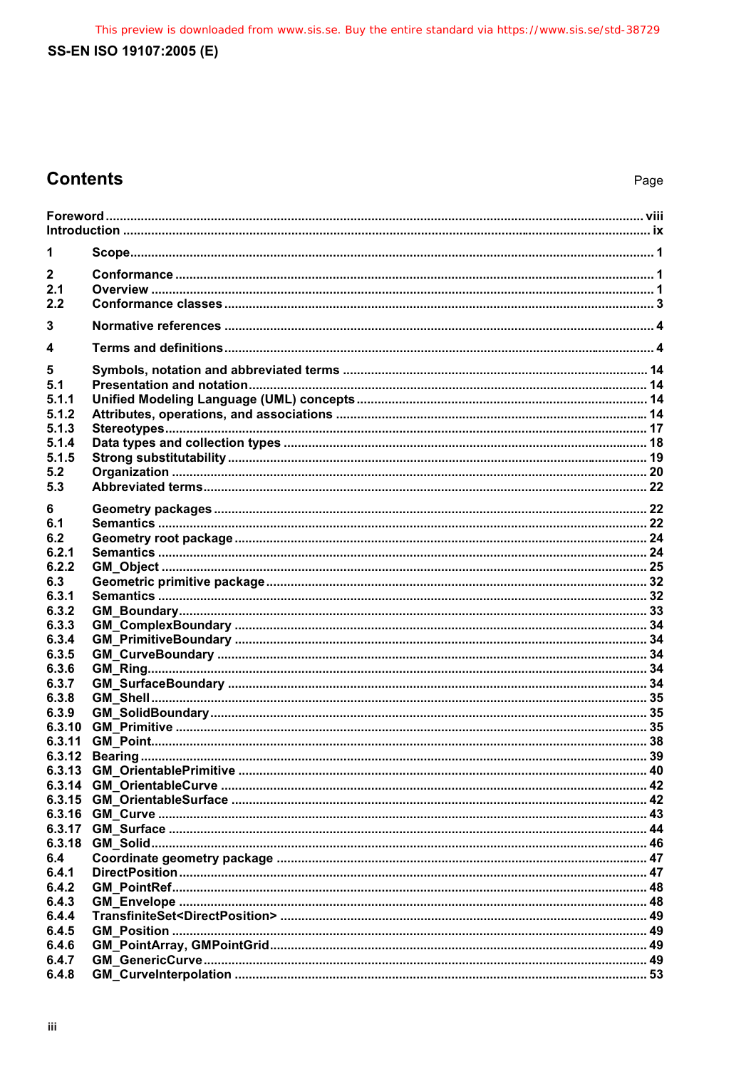## Contents

Page

Foreword ..... viii
Introduction ..... ix

1 Scope ..... 1

2 Conformance ..... 1
2.1 Overview ..... 1
2.2 Conformance classes ..... 3

3 Normative references ..... 4

4 Terms and definitions ..... 4

5 Symbols, notation and abbreviated terms ..... 14
5.1 Presentation and notation ..... 14
5.1.1 Unified Modeling Language (UML) concepts ..... 14
5.1.2 Attributes, operations, and associations ..... 14
5.1.3 Stereotypes ..... 17
5.1.4 Data types and collection types ..... 18
5.1.5 Strong substitutability ..... 19
5.2 Organization ..... 20
5.3 Abbreviated terms ..... 22

6 Geometry packages ..... 22
6.1 Semantics ..... 22
6.2 Geometry root package ..... 24
6.2.1 Semantics ..... 24
6.2.2 GM_Object ..... 25
6.3 Geometric primitive package ..... 32
6.3.1 Semantics ..... 32
6.3.2 GM_Boundary ..... 33
6.3.3 GM_ComplexBoundary ..... 34
6.3.4 GM_PrimitiveBoundary ..... 34
6.3.5 GM_CurveBoundary ..... 34
6.3.6 GM_Ring ..... 34
6.3.7 GM_SurfaceBoundary ..... 34
6.3.8 GM_Shell ..... 35
6.3.9 GM_SolidBoundary ..... 35
6.3.10 GM_Primitive ..... 35
6.3.11 GM_Point ..... 38
6.3.12 Bearing ..... 39
6.3.13 GM_OrientablePrimitive ..... 40
6.3.14 GM_OrientableCurve ..... 42
6.3.15 GM_OrientableSurface ..... 42
6.3.16 GM_Curve ..... 43
6.3.17 GM_Surface ..... 44
6.3.18 GM_Solid ..... 46
6.4 Coordinate geometry package ..... 47
6.4.1 DirectPosition ..... 47
6.4.2 GM_PointRef ..... 48
6.4.3 GM_Envelope ..... 48
6.4.4 TransfiniteSet<DirectPosition> ..... 49
6.4.5 GM_Position ..... 49
6.4.6 GM_PointArray, GMPointGrid ..... 49
6.4.7 GM_GenericCurve ..... 49
6.4.8 GM_CurveInterpolation ..... 53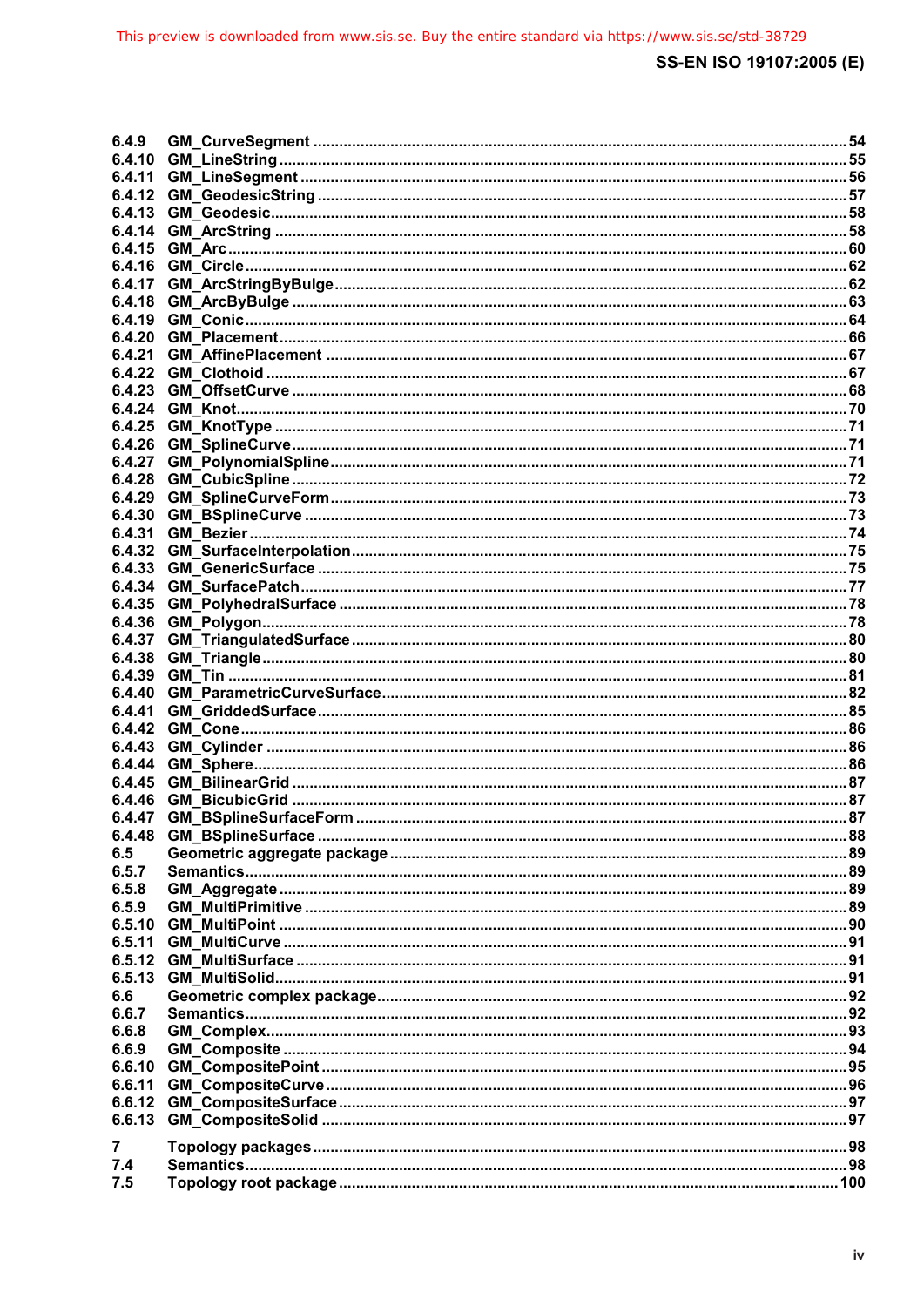6.4.9 GM_CurveSegment ........................................................................................................................ 54
6.4.10 GM_LineString ............................................................................................................................. 55
6.4.11 GM_LineSegment ........................................................................................................................ 56
6.4.12 GM_GeodesicString ..................................................................................................................... 57
6.4.13 GM_Geodesic ............................................................................................................................... 58
6.4.14 GM_ArcString .............................................................................................................................. 58
6.4.15 GM_Arc ......................................................................................................................................... 60
6.4.16 GM_Circle ..................................................................................................................................... 62
6.4.17 GM_ArcStringByBulge ................................................................................................................ 62
6.4.18 GM_ArcByBulge .......................................................................................................................... 63
6.4.19 GM_Conic ..................................................................................................................................... 64
6.4.20 GM_Placement ............................................................................................................................. 66
6.4.21 GM_AffinePlacement .................................................................................................................. 67
6.4.22 GM_Clothoid ................................................................................................................................ 67
6.4.23 GM_OffsetCurve .......................................................................................................................... 68
6.4.24 GM_Knot ....................................................................................................................................... 70
6.4.25 GM_KnotType .............................................................................................................................. 71
6.4.26 GM_SplineCurve .......................................................................................................................... 71
6.4.27 GM_PolynomialSpline ................................................................................................................. 71
6.4.28 GM_CubicSpline .......................................................................................................................... 72
6.4.29 GM_SplineCurveForm ................................................................................................................. 73
6.4.30 GM_BSplineCurve ....................................................................................................................... 73
6.4.31 GM_Bezier .................................................................................................................................... 74
6.4.32 GM_SurfaceInterpolation ............................................................................................................ 75
6.4.33 GM_GenericSurface .................................................................................................................... 75
6.4.34 GM_SurfacePatch ........................................................................................................................ 77
6.4.35 GM_PolyhedralSurface ............................................................................................................... 78
6.4.36 GM_Polygon ................................................................................................................................. 78
6.4.37 GM_TriangulatedSurface ............................................................................................................ 80
6.4.38 GM_Triangle ................................................................................................................................. 80
6.4.39 GM_Tin .......................................................................................................................................... 81
6.4.40 GM_ParametricCurveSurface ..................................................................................................... 82
6.4.41 GM_GriddedSurface .................................................................................................................... 85
6.4.42 GM_Cone ...................................................................................................................................... 86
6.4.43 GM_Cylinder ................................................................................................................................ 86
6.4.44 GM_Sphere ................................................................................................................................... 86
6.4.45 GM_BilinearGrid .......................................................................................................................... 87
6.4.46 GM_BicubicGrid .......................................................................................................................... 87
6.4.47 GM_BSplineSurfaceForm ............................................................................................................ 87
6.4.48 GM_BSplineSurface .................................................................................................................... 88
6.5 Geometric aggregate package ..................................................................................................... 89
6.5.7 Semantics ...................................................................................................................................... 89
6.5.8 GM_Aggregate .............................................................................................................................. 89
6.5.9 GM_MultiPrimitive ........................................................................................................................ 89
6.5.10 GM_MultiPoint ............................................................................................................................. 90
6.5.11 GM_MultiCurve ............................................................................................................................ 91
6.5.12 GM_MultiSurface ......................................................................................................................... 91
6.5.13 GM_MultiSolid .............................................................................................................................. 91
6.6 Geometric complex package ........................................................................................................ 92
6.6.7 Semantics ...................................................................................................................................... 92
6.6.8 GM_Complex ................................................................................................................................. 93
6.6.9 GM_Composite ............................................................................................................................. 94
6.6.10 GM_CompositePoint .................................................................................................................... 95
6.6.11 GM_CompositeCurve ................................................................................................................... 96
6.6.12 GM_CompositeSurface ................................................................................................................ 97
6.6.13 GM_CompositeSolid .................................................................................................................... 97

7 Topology packages ........................................................................................................................ 98
7.4 Semantics ...................................................................................................................................... 98
7.5 Topology root package ................................................................................................................. 100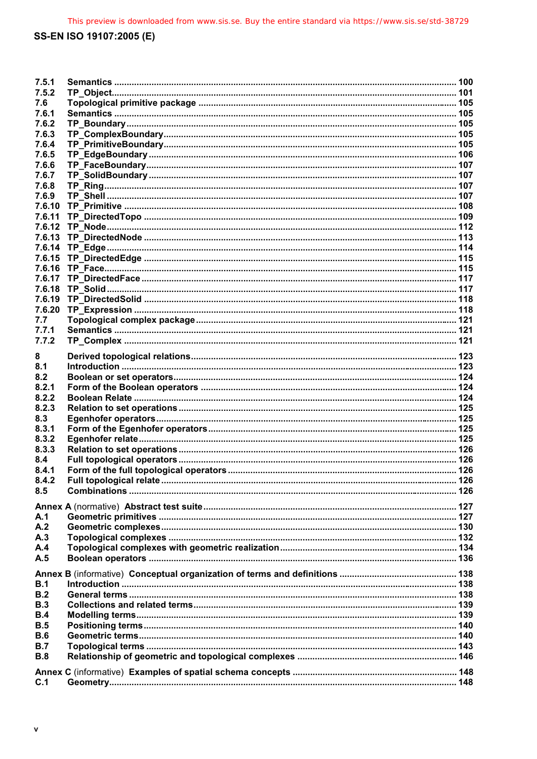7.5.1 Semantics ........................................................................................................................... 100
7.5.2 TP_Object............................................................................................................................ 101
7.6 Topological primitive package .......................................................................................... 105
7.6.1 Semantics ........................................................................................................................... 105
7.6.2 TP_Boundary ...................................................................................................................... 105
7.6.3 TP_ComplexBoundary ....................................................................................................... 105
7.6.4 TP_PrimitiveBoundary........................................................................................................ 105
7.6.5 TP_EdgeBoundary ............................................................................................................. 106
7.6.6 TP_FaceBoundary.............................................................................................................. 107
7.6.7 TP_SolidBoundary ............................................................................................................. 107
7.6.8 TP_Ring............................................................................................................................... 107
7.6.9 TP_Shell .............................................................................................................................. 107
7.6.10 TP_Primitive ....................................................................................................................... 108
7.6.11 TP_DirectedTopo ............................................................................................................... 109
7.6.12 TP_Node.............................................................................................................................. 112
7.6.13 TP_DirectedNode ............................................................................................................... 113
7.6.14 TP_Edge.............................................................................................................................. 114
7.6.15 TP_DirectedEdge ............................................................................................................... 115
7.6.16 TP_Face............................................................................................................................... 115
7.6.17 TP_DirectedFace ................................................................................................................ 117
7.6.18 TP_Solid .............................................................................................................................. 117
7.6.19 TP_DirectedSolid ............................................................................................................... 118
7.6.20 TP_Expression ................................................................................................................... 118
7.7 Topological complex package........................................................................................... 121
7.7.1 Semantics ........................................................................................................................... 121
7.7.2 TP_Complex ....................................................................................................................... 121

8 Derived topological relations............................................................................................. 123
8.1 Introduction ........................................................................................................................ 123
8.2 Boolean or set operators.................................................................................................... 124
8.2.1 Form of the Boolean operators ......................................................................................... 124
8.2.2 Boolean Relate ................................................................................................................... 124
8.2.3 Relation to set operations.................................................................................................. 125
8.3 Egenhofer operators........................................................................................................... 125
8.3.1 Form of the Egenhofer operators...................................................................................... 125
8.3.2 Egenhofer relate................................................................................................................. 125
8.3.3 Relation to set operations.................................................................................................. 126
8.4 Full topological operators.................................................................................................. 126
8.4.1 Form of the full topological operators.............................................................................. 126
8.4.2 Full topological relate......................................................................................................... 126
8.5 Combinations ..................................................................................................................... 126

**Annex A** (normative) **Abstract test suite**..................................................................................... 127
A.1 Geometric primitives .......................................................................................................... 127
A.2 Geometric complexes......................................................................................................... 130
A.3 Topological complexes ...................................................................................................... 132
A.4 Topological complexes with geometric realization.......................................................... 134
A.5 Boolean operators .............................................................................................................. 136

**Annex B** (informative) **Conceptual organization of terms and definitions** ................................ 138
B.1 Introduction ........................................................................................................................ 138
B.2 General terms ..................................................................................................................... 138
B.3 Collections and related terms............................................................................................ 139
B.4 Modelling terms................................................................................................................... 139
B.5 Positioning terms................................................................................................................ 140
B.6 Geometric terms.................................................................................................................. 140
B.7 Topological terms ............................................................................................................... 143
B.8 Relationship of geometric and topological complexes ................................................... 146

**Annex C** (informative) **Examples of spatial schema concepts** .................................................. 148
C.1 Geometry............................................................................................................................. 148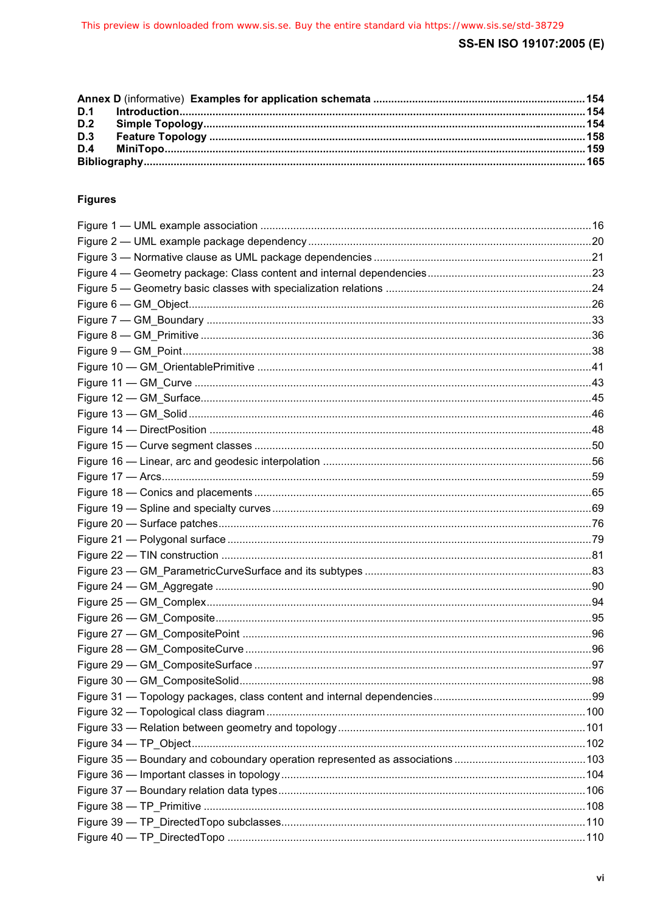**Annex D** (informative) **Examples for application schemata** .......... **154**
**D.1 Introduction** .......... **154**
**D.2 Simple Topology** .......... **154**
**D.3 Feature Topology** .......... **158**
**D.4 MiniTopo** .......... **159**
**Bibliography** .......... **165**

**Figures**

Figure 1 — UML example association .......... 16
Figure 2 — UML example package dependency .......... 20
Figure 3 — Normative clause as UML package dependencies .......... 21
Figure 4 — Geometry package: Class content and internal dependencies .......... 23
Figure 5 — Geometry basic classes with specialization relations .......... 24
Figure 6 — GM_Object .......... 26
Figure 7 — GM_Boundary .......... 33
Figure 8 — GM_Primitive .......... 36
Figure 9 — GM_Point .......... 38
Figure 10 — GM_OrientablePrimitive .......... 41
Figure 11 — GM_Curve .......... 43
Figure 12 — GM_Surface .......... 45
Figure 13 — GM_Solid .......... 46
Figure 14 — DirectPosition .......... 48
Figure 15 — Curve segment classes .......... 50
Figure 16 — Linear, arc and geodesic interpolation .......... 56
Figure 17 — Arcs .......... 59
Figure 18 — Conics and placements .......... 65
Figure 19 — Spline and specialty curves .......... 69
Figure 20 — Surface patches .......... 76
Figure 21 — Polygonal surface .......... 79
Figure 22 — TIN construction .......... 81
Figure 23 — GM_ParametricCurveSurface and its subtypes .......... 83
Figure 24 — GM_Aggregate .......... 90
Figure 25 — GM_Complex .......... 94
Figure 26 — GM_Composite .......... 95
Figure 27 — GM_CompositePoint .......... 96
Figure 28 — GM_CompositeCurve .......... 96
Figure 29 — GM_CompositeSurface .......... 97
Figure 30 — GM_CompositeSolid .......... 98
Figure 31 — Topology packages, class content and internal dependencies .......... 99
Figure 32 — Topological class diagram .......... 100
Figure 33 — Relation between geometry and topology .......... 101
Figure 34 — TP_Object .......... 102
Figure 35 — Boundary and coboundary operation represented as associations .......... 103
Figure 36 — Important classes in topology .......... 104
Figure 37 — Boundary relation data types .......... 106
Figure 38 — TP_Primitive .......... 108
Figure 39 — TP_DirectedTopo subclasses .......... 110
Figure 40 — TP_DirectedTopo .......... 110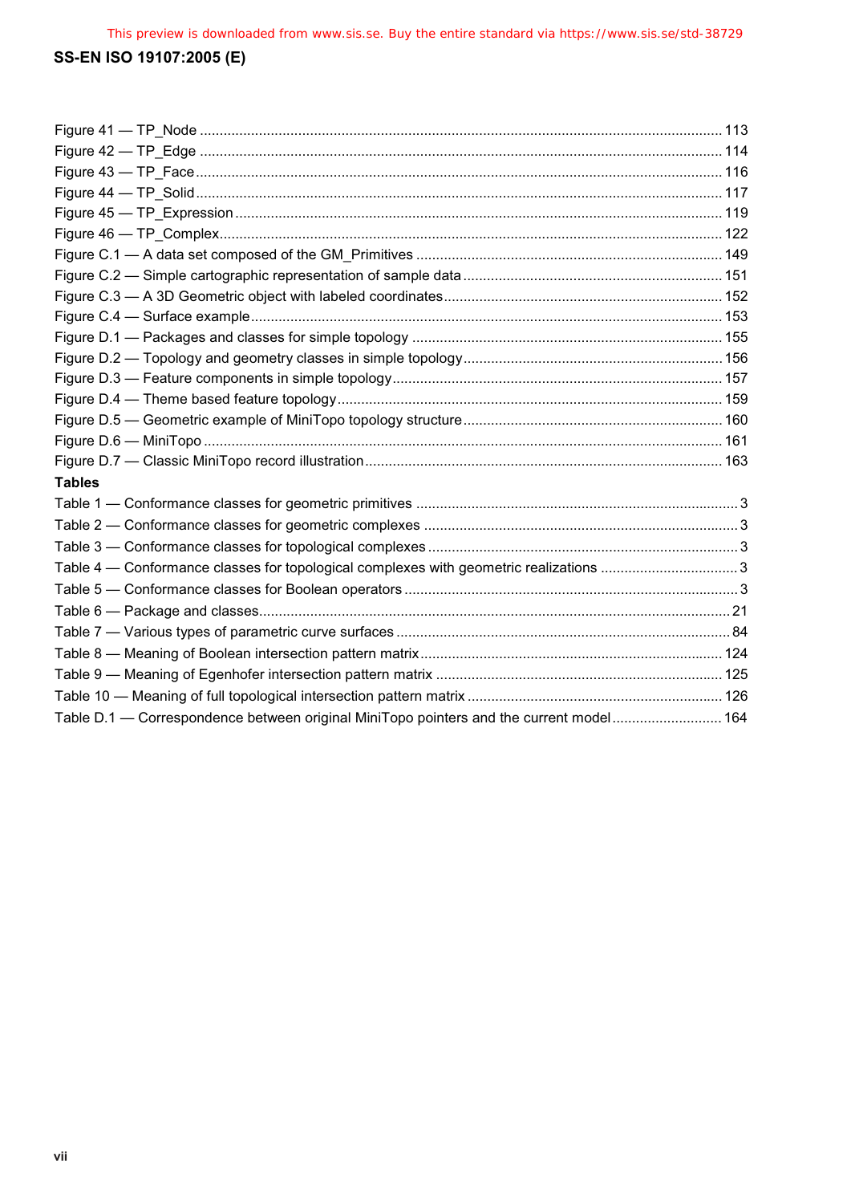Figure 41 — TP_Node ........................................................................................................................................ 113
Figure 42 — TP_Edge ........................................................................................................................................ 114
Figure 43 — TP_Face ........................................................................................................................................ 116
Figure 44 — TP_Solid ........................................................................................................................................ 117
Figure 45 — TP_Expression ............................................................................................................................. 119
Figure 46 — TP_Complex .................................................................................................................................. 122
Figure C.1 — A data set composed of the GM_Primitives ............................................................................. 149
Figure C.2 — Simple cartographic representation of sample data .................................................................. 151
Figure C.3 — A 3D Geometric object with labeled coordinates ...................................................................... 152
Figure C.4 — Surface example ......................................................................................................................... 153
Figure D.1 — Packages and classes for simple topology .............................................................................. 155
Figure D.2 — Topology and geometry classes in simple topology .................................................................. 156
Figure D.3 — Feature components in simple topology ................................................................................... 157
Figure D.4 — Theme based feature topology ................................................................................................... 159
Figure D.5 — Geometric example of MiniTopo topology structure ................................................................. 160
Figure D.6 — MiniTopo ...................................................................................................................................... 161
Figure D.7 — Classic MiniTopo record illustration .......................................................................................... 163

**Tables**

Table 1 — Conformance classes for geometric primitives ................................................................................. 3
Table 2 — Conformance classes for geometric complexes ................................................................................ 3
Table 3 — Conformance classes for topological complexes .............................................................................. 3
Table 4 — Conformance classes for topological complexes with geometric realizations ................................. 3
Table 5 — Conformance classes for Boolean operators ..................................................................................... 3
Table 6 — Package and classes ........................................................................................................................ 21
Table 7 — Various types of parametric curve surfaces ..................................................................................... 84
Table 8 — Meaning of Boolean intersection pattern matrix ............................................................................ 124
Table 9 — Meaning of Egenhofer intersection pattern matrix ......................................................................... 125
Table 10 — Meaning of full topological intersection pattern matrix ................................................................ 126
Table D.1 — Correspondence between original MiniTopo pointers and the current model ............................ 164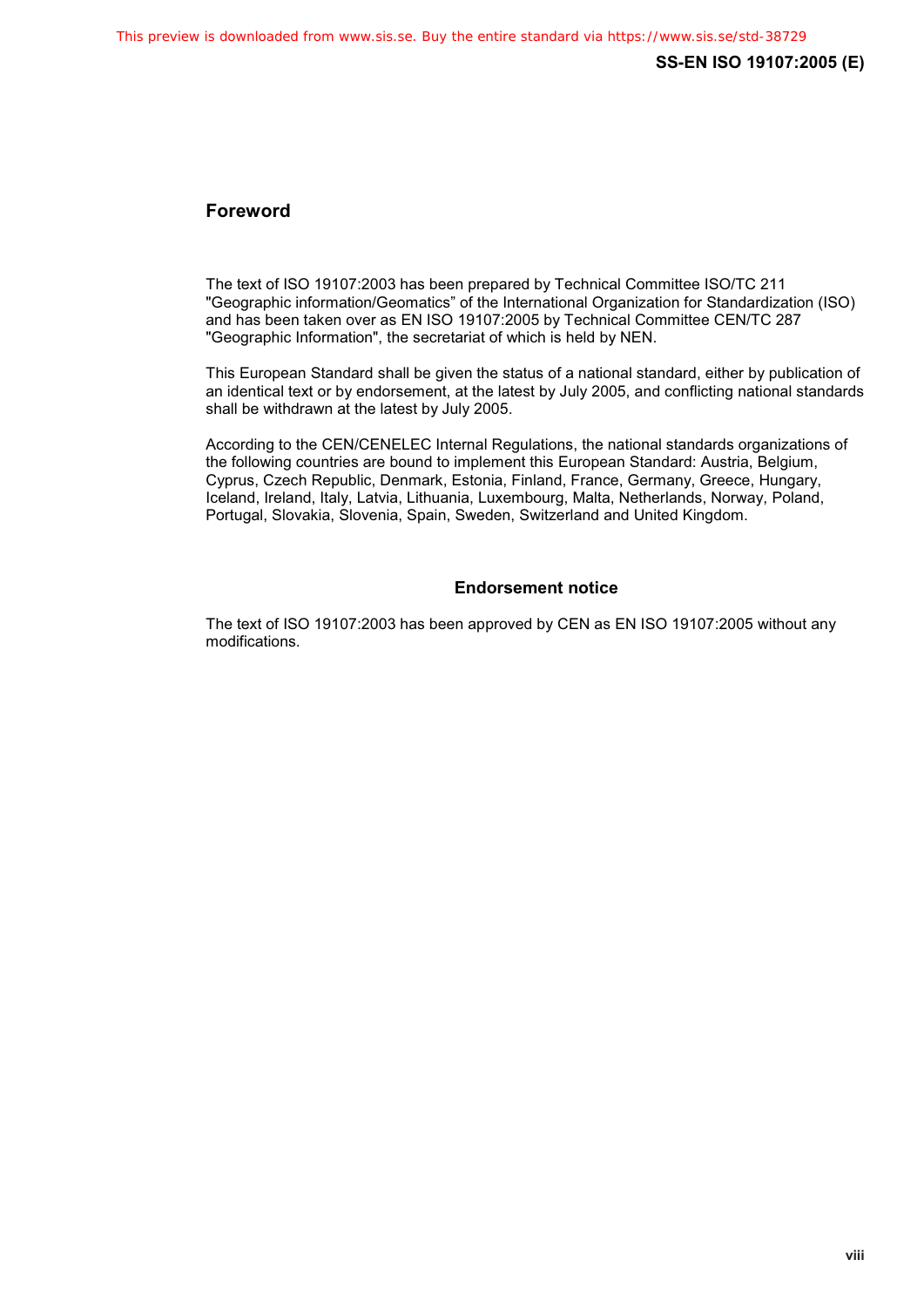## Foreword

The text of ISO 19107:2003 has been prepared by Technical Committee ISO/TC 211 "Geographic information/Geomatics" of the International Organization for Standardization (ISO) and has been taken over as EN ISO 19107:2005 by Technical Committee CEN/TC 287 "Geographic Information", the secretariat of which is held by NEN.

This European Standard shall be given the status of a national standard, either by publication of an identical text or by endorsement, at the latest by July 2005, and conflicting national standards shall be withdrawn at the latest by July 2005.

According to the CEN/CENELEC Internal Regulations, the national standards organizations of the following countries are bound to implement this European Standard: Austria, Belgium, Cyprus, Czech Republic, Denmark, Estonia, Finland, France, Germany, Greece, Hungary, Iceland, Ireland, Italy, Latvia, Lithuania, Luxembourg, Malta, Netherlands, Norway, Poland, Portugal, Slovakia, Slovenia, Spain, Sweden, Switzerland and United Kingdom.

### Endorsement notice

The text of ISO 19107:2003 has been approved by CEN as EN ISO 19107:2005 without any modifications.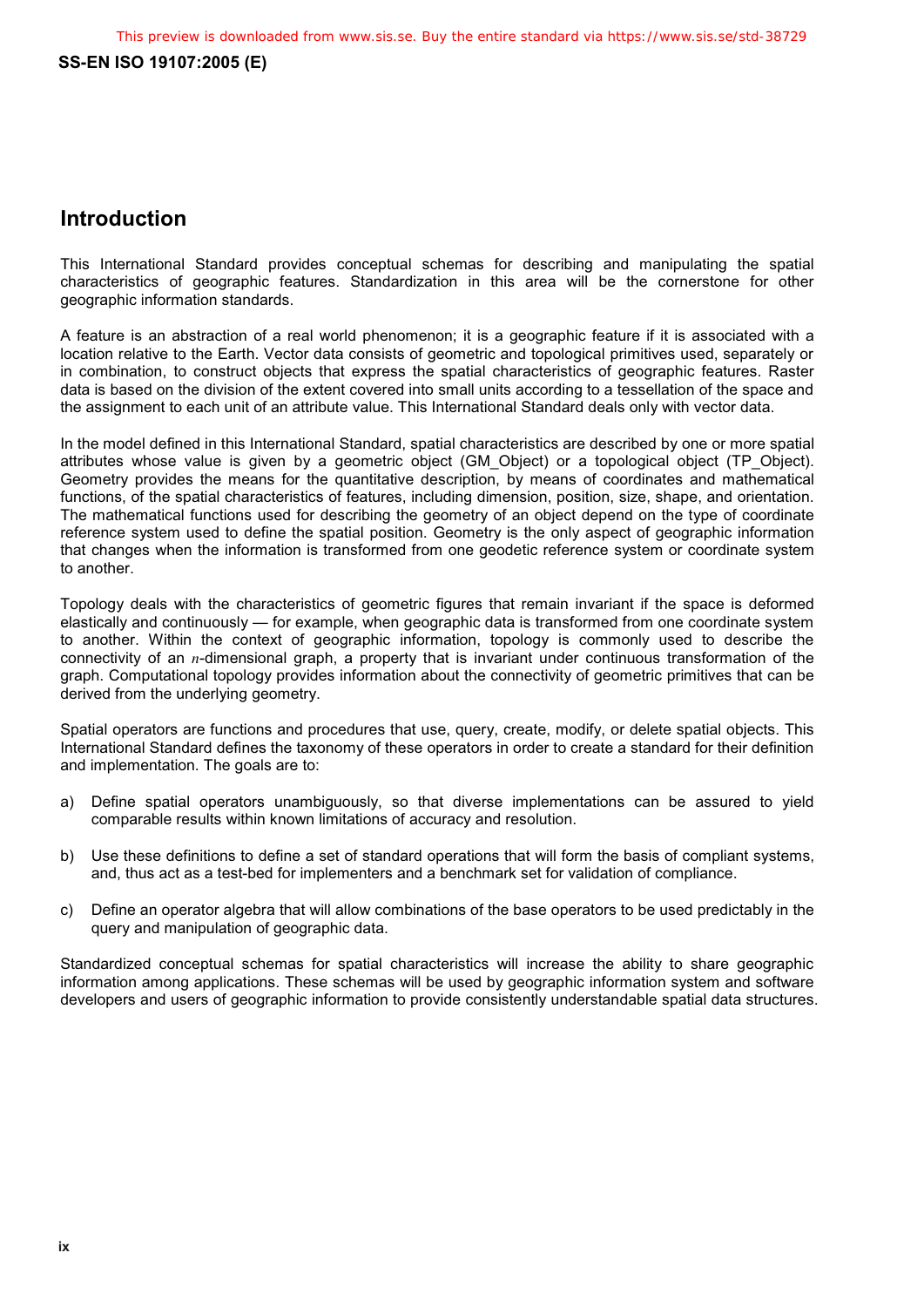## Introduction

This International Standard provides conceptual schemas for describing and manipulating the spatial characteristics of geographic features. Standardization in this area will be the cornerstone for other geographic information standards.

A feature is an abstraction of a real world phenomenon; it is a geographic feature if it is associated with a location relative to the Earth. Vector data consists of geometric and topological primitives used, separately or in combination, to construct objects that express the spatial characteristics of geographic features. Raster data is based on the division of the extent covered into small units according to a tessellation of the space and the assignment to each unit of an attribute value. This International Standard deals only with vector data.

In the model defined in this International Standard, spatial characteristics are described by one or more spatial attributes whose value is given by a geometric object (GM_Object) or a topological object (TP_Object). Geometry provides the means for the quantitative description, by means of coordinates and mathematical functions, of the spatial characteristics of features, including dimension, position, size, shape, and orientation. The mathematical functions used for describing the geometry of an object depend on the type of coordinate reference system used to define the spatial position. Geometry is the only aspect of geographic information that changes when the information is transformed from one geodetic reference system or coordinate system to another.

Topology deals with the characteristics of geometric figures that remain invariant if the space is deformed elastically and continuously — for example, when geographic data is transformed from one coordinate system to another. Within the context of geographic information, topology is commonly used to describe the connectivity of an $n$-dimensional graph, a property that is invariant under continuous transformation of the graph. Computational topology provides information about the connectivity of geometric primitives that can be derived from the underlying geometry.

Spatial operators are functions and procedures that use, query, create, modify, or delete spatial objects. This International Standard defines the taxonomy of these operators in order to create a standard for their definition and implementation. The goals are to:

a) Define spatial operators unambiguously, so that diverse implementations can be assured to yield comparable results within known limitations of accuracy and resolution.

b) Use these definitions to define a set of standard operations that will form the basis of compliant systems, and, thus act as a test-bed for implementers and a benchmark set for validation of compliance.

c) Define an operator algebra that will allow combinations of the base operators to be used predictably in the query and manipulation of geographic data.

Standardized conceptual schemas for spatial characteristics will increase the ability to share geographic information among applications. These schemas will be used by geographic information system and software developers and users of geographic information to provide consistently understandable spatial data structures.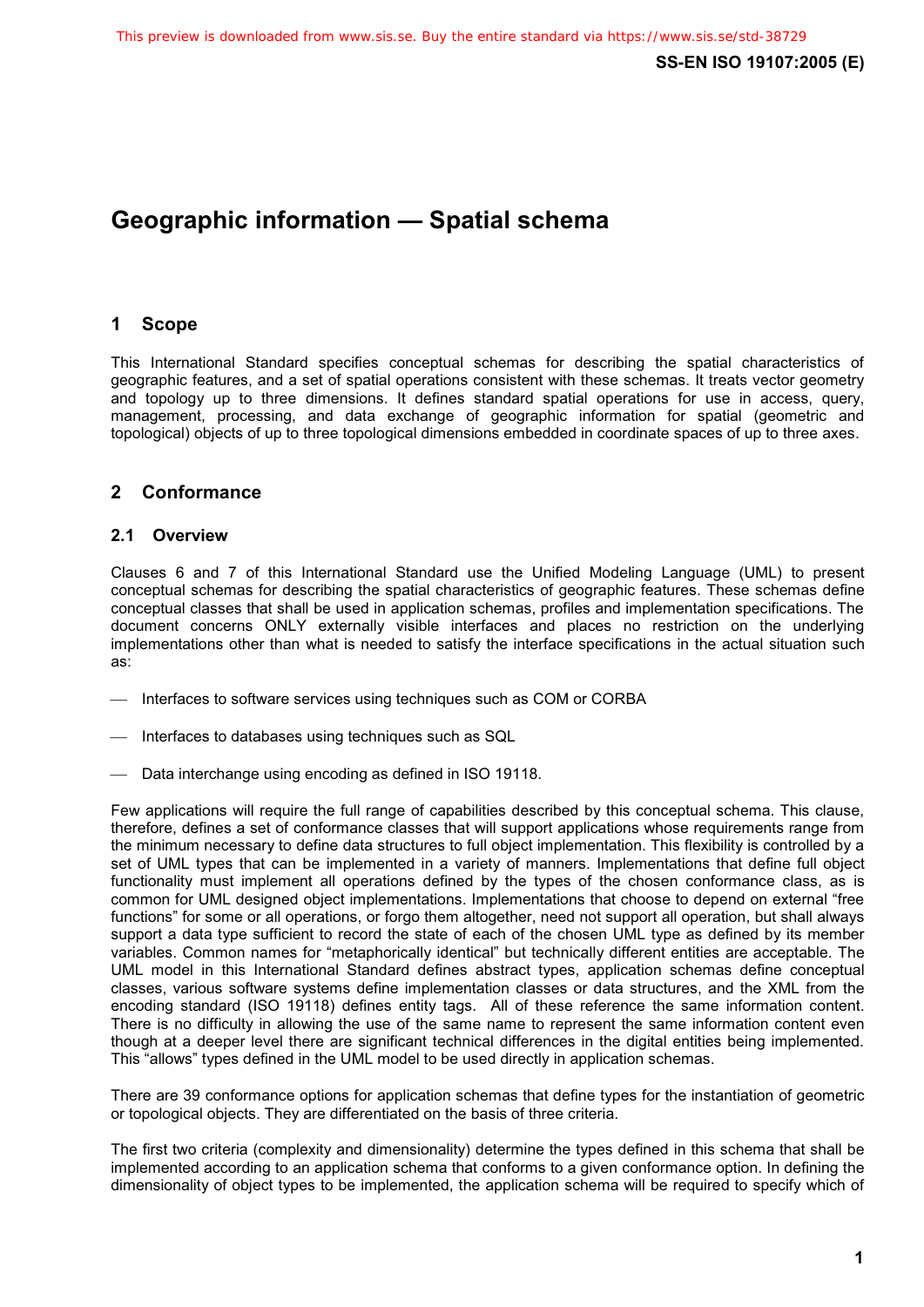# Geographic information — Spatial schema

## 1 Scope

This International Standard specifies conceptual schemas for describing the spatial characteristics of geographic features, and a set of spatial operations consistent with these schemas. It treats vector geometry and topology up to three dimensions. It defines standard spatial operations for use in access, query, management, processing, and data exchange of geographic information for spatial (geometric and topological) objects of up to three topological dimensions embedded in coordinate spaces of up to three axes.

## 2 Conformance

### 2.1 Overview

Clauses 6 and 7 of this International Standard use the Unified Modeling Language (UML) to present conceptual schemas for describing the spatial characteristics of geographic features. These schemas define conceptual classes that shall be used in application schemas, profiles and implementation specifications. The document concerns ONLY externally visible interfaces and places no restriction on the underlying implementations other than what is needed to satisfy the interface specifications in the actual situation such as:

- Interfaces to software services using techniques such as COM or CORBA
- Interfaces to databases using techniques such as SQL
- Data interchange using encoding as defined in ISO 19118.

Few applications will require the full range of capabilities described by this conceptual schema. This clause, therefore, defines a set of conformance classes that will support applications whose requirements range from the minimum necessary to define data structures to full object implementation. This flexibility is controlled by a set of UML types that can be implemented in a variety of manners. Implementations that define full object functionality must implement all operations defined by the types of the chosen conformance class, as is common for UML designed object implementations. Implementations that choose to depend on external "free functions" for some or all operations, or forgo them altogether, need not support all operation, but shall always support a data type sufficient to record the state of each of the chosen UML type as defined by its member variables. Common names for "metaphorically identical" but technically different entities are acceptable. The UML model in this International Standard defines abstract types, application schemas define conceptual classes, various software systems define implementation classes or data structures, and the XML from the encoding standard (ISO 19118) defines entity tags. All of these reference the same information content. There is no difficulty in allowing the use of the same name to represent the same information content even though at a deeper level there are significant technical differences in the digital entities being implemented. This "allows" types defined in the UML model to be used directly in application schemas.

There are 39 conformance options for application schemas that define types for the instantiation of geometric or topological objects. They are differentiated on the basis of three criteria.

The first two criteria (complexity and dimensionality) determine the types defined in this schema that shall be implemented according to an application schema that conforms to a given conformance option. In defining the dimensionality of object types to be implemented, the application schema will be required to specify which of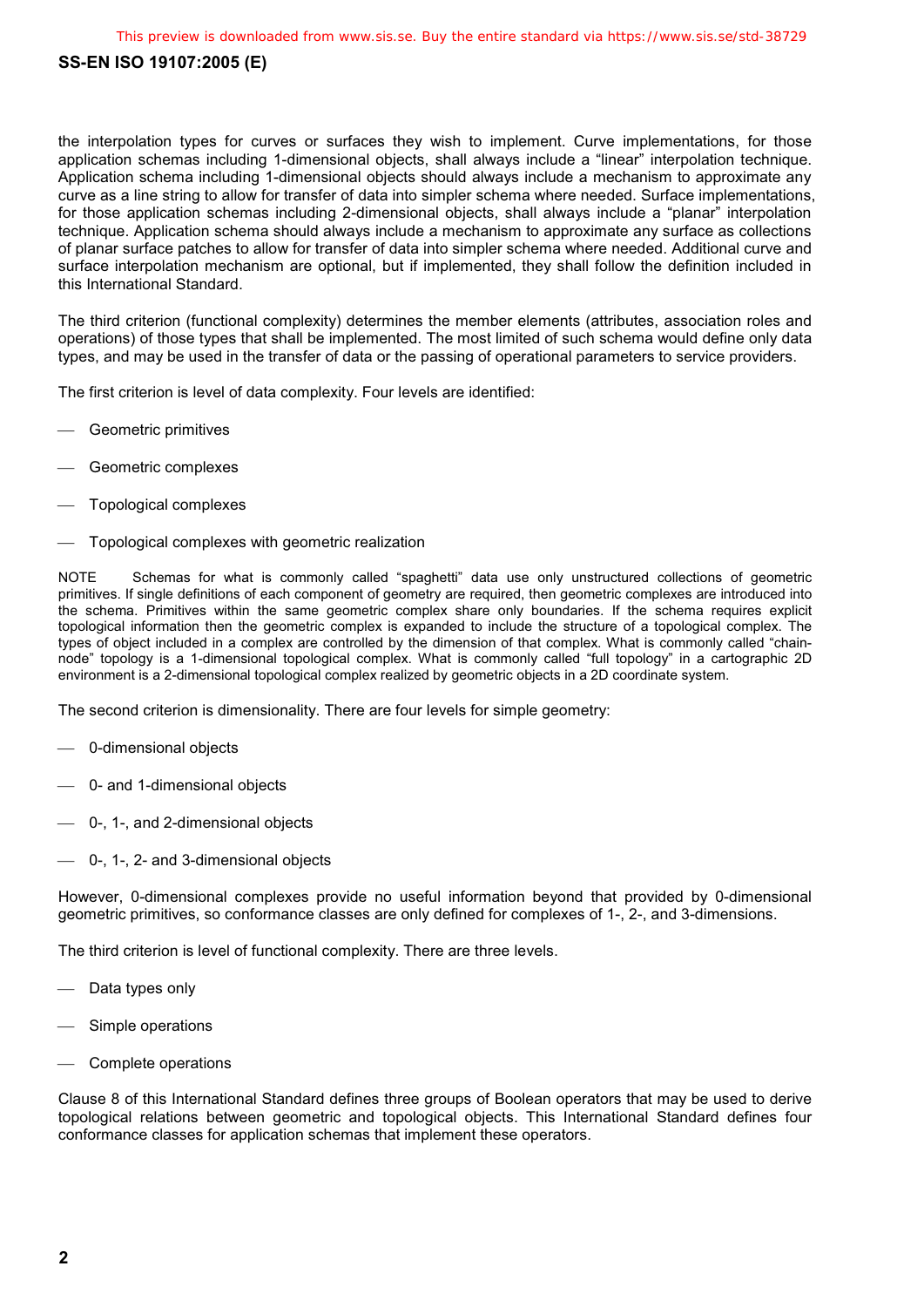the interpolation types for curves or surfaces they wish to implement. Curve implementations, for those application schemas including 1-dimensional objects, shall always include a “linear” interpolation technique. Application schema including 1-dimensional objects should always include a mechanism to approximate any curve as a line string to allow for transfer of data into simpler schema where needed. Surface implementations, for those application schemas including 2-dimensional objects, shall always include a “planar” interpolation technique. Application schema should always include a mechanism to approximate any surface as collections of planar surface patches to allow for transfer of data into simpler schema where needed. Additional curve and surface interpolation mechanism are optional, but if implemented, they shall follow the definition included in this International Standard.

The third criterion (functional complexity) determines the member elements (attributes, association roles and operations) of those types that shall be implemented. The most limited of such schema would define only data types, and may be used in the transfer of data or the passing of operational parameters to service providers.

The first criterion is level of data complexity. Four levels are identified:

- Geometric primitives
- Geometric complexes
- Topological complexes
- Topological complexes with geometric realization

NOTE  Schemas for what is commonly called “spaghetti” data use only unstructured collections of geometric primitives. If single definitions of each component of geometry are required, then geometric complexes are introduced into the schema. Primitives within the same geometric complex share only boundaries. If the schema requires explicit topological information then the geometric complex is expanded to include the structure of a topological complex. The types of object included in a complex are controlled by the dimension of that complex. What is commonly called “chain-node” topology is a 1-dimensional topological complex. What is commonly called “full topology” in a cartographic 2D environment is a 2-dimensional topological complex realized by geometric objects in a 2D coordinate system.

The second criterion is dimensionality. There are four levels for simple geometry:

- 0-dimensional objects
- 0- and 1-dimensional objects
- 0-, 1-, and 2-dimensional objects
- 0-, 1-, 2- and 3-dimensional objects

However, 0-dimensional complexes provide no useful information beyond that provided by 0-dimensional geometric primitives, so conformance classes are only defined for complexes of 1-, 2-, and 3-dimensions.

The third criterion is level of functional complexity. There are three levels.

- Data types only
- Simple operations
- Complete operations

Clause 8 of this International Standard defines three groups of Boolean operators that may be used to derive topological relations between geometric and topological objects. This International Standard defines four conformance classes for application schemas that implement these operators.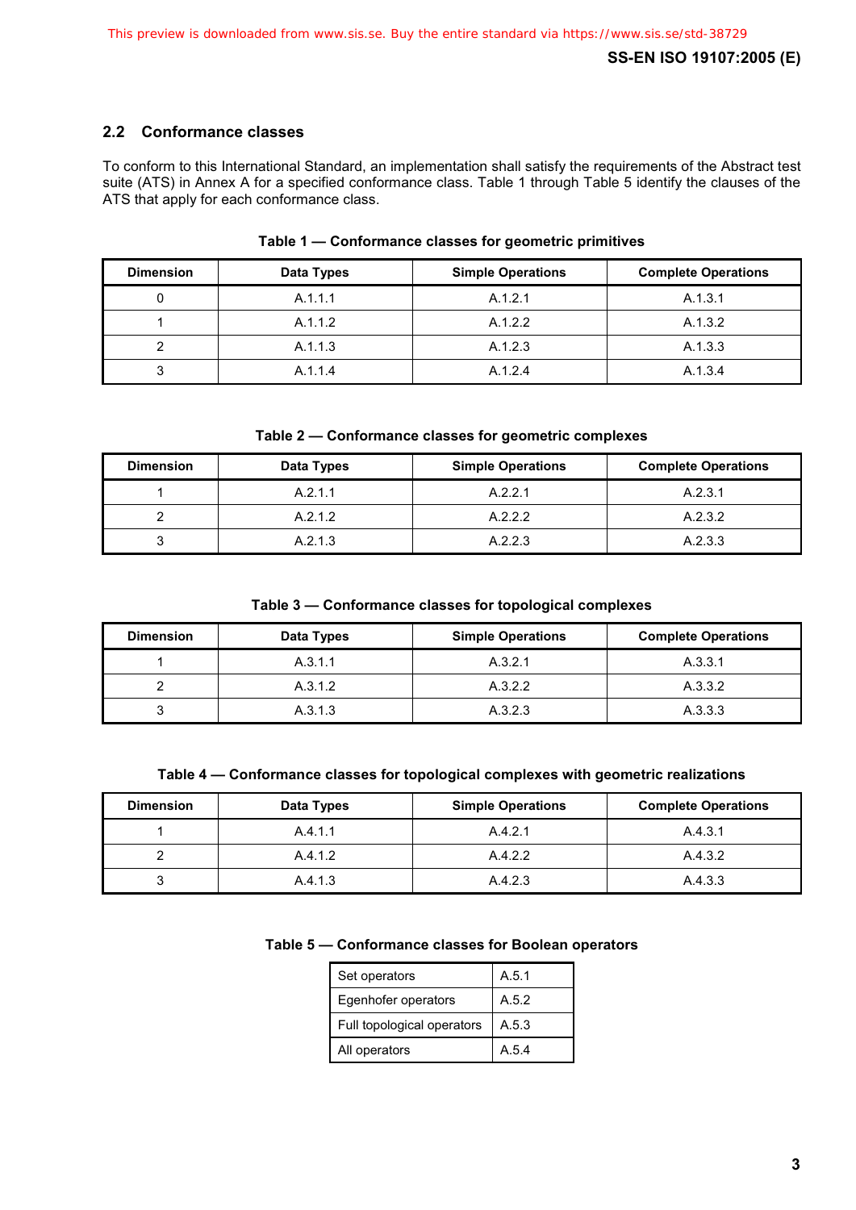## 2.2 Conformance classes

To conform to this International Standard, an implementation shall satisfy the requirements of the Abstract test suite (ATS) in Annex A for a specified conformance class. Table 1 through Table 5 identify the clauses of the ATS that apply for each conformance class.

**Table 1 — Conformance classes for geometric primitives**

| Dimension | Data Types | Simple Operations | Complete Operations |
|---|---|---|---|
| 0 | A.1.1.1 | A.1.2.1 | A.1.3.1 |
| 1 | A.1.1.2 | A.1.2.2 | A.1.3.2 |
| 2 | A.1.1.3 | A.1.2.3 | A.1.3.3 |
| 3 | A.1.1.4 | A.1.2.4 | A.1.3.4 |

**Table 2 — Conformance classes for geometric complexes**

| Dimension | Data Types | Simple Operations | Complete Operations |
|---|---|---|---|
| 1 | A.2.1.1 | A.2.2.1 | A.2.3.1 |
| 2 | A.2.1.2 | A.2.2.2 | A.2.3.2 |
| 3 | A.2.1.3 | A.2.2.3 | A.2.3.3 |

**Table 3 — Conformance classes for topological complexes**

| Dimension | Data Types | Simple Operations | Complete Operations |
|---|---|---|---|
| 1 | A.3.1.1 | A.3.2.1 | A.3.3.1 |
| 2 | A.3.1.2 | A.3.2.2 | A.3.3.2 |
| 3 | A.3.1.3 | A.3.2.3 | A.3.3.3 |

**Table 4 — Conformance classes for topological complexes with geometric realizations**

| Dimension | Data Types | Simple Operations | Complete Operations |
|---|---|---|---|
| 1 | A.4.1.1 | A.4.2.1 | A.4.3.1 |
| 2 | A.4.1.2 | A.4.2.2 | A.4.3.2 |
| 3 | A.4.1.3 | A.4.2.3 | A.4.3.3 |

**Table 5 — Conformance classes for Boolean operators**

| | |
|---|---|
| Set operators | A.5.1 |
| Egenhofer operators | A.5.2 |
| Full topological operators | A.5.3 |
| All operators | A.5.4 |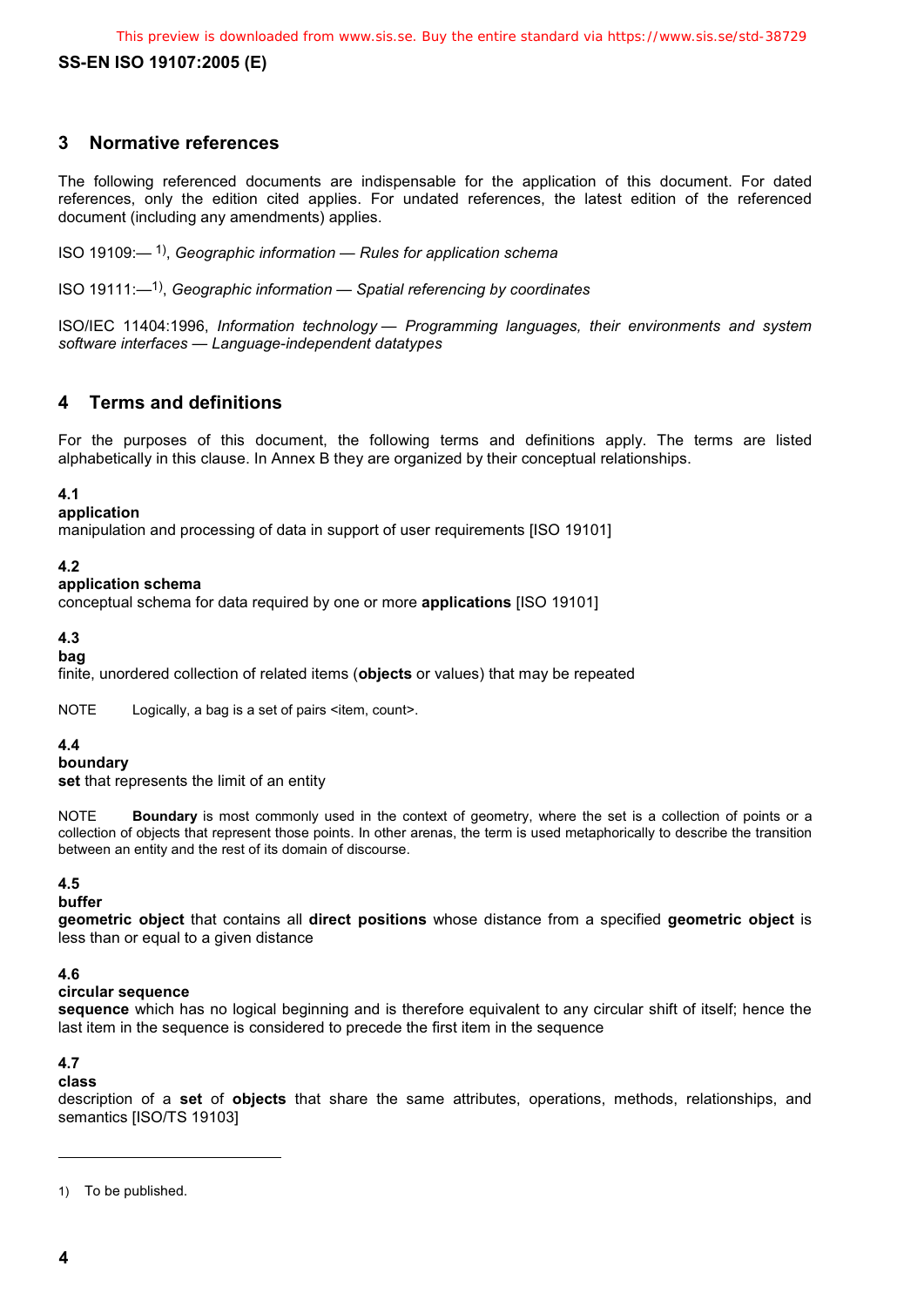## 3 Normative references

The following referenced documents are indispensable for the application of this document. For dated references, only the edition cited applies. For undated references, the latest edition of the referenced document (including any amendments) applies.

ISO 19109:— [1)], *Geographic information — Rules for application schema*

ISO 19111:—[1)], *Geographic information — Spatial referencing by coordinates*

ISO/IEC 11404:1996, *Information technology — Programming languages, their environments and system software interfaces — Language-independent datatypes*

## 4 Terms and definitions

For the purposes of this document, the following terms and definitions apply. The terms are listed alphabetically in this clause. In Annex B they are organized by their conceptual relationships.

**4.1**
**application**
manipulation and processing of data in support of user requirements [ISO 19101]

**4.2**
**application schema**
conceptual schema for data required by one or more **applications** [ISO 19101]

**4.3**
**bag**
finite, unordered collection of related items (**objects** or values) that may be repeated

NOTE Logically, a bag is a set of pairs <item, count>.

**4.4**
**boundary**
**set** that represents the limit of an entity

NOTE **Boundary** is most commonly used in the context of geometry, where the set is a collection of points or a collection of objects that represent those points. In other arenas, the term is used metaphorically to describe the transition between an entity and the rest of its domain of discourse.

**4.5**
**buffer**
**geometric object** that contains all **direct positions** whose distance from a specified **geometric object** is less than or equal to a given distance

**4.6**
**circular sequence**
**sequence** which has no logical beginning and is therefore equivalent to any circular shift of itself; hence the last item in the sequence is considered to precede the first item in the sequence

**4.7**
**class**
description of a **set** of **objects** that share the same attributes, operations, methods, relationships, and semantics [ISO/TS 19103]

1) To be published.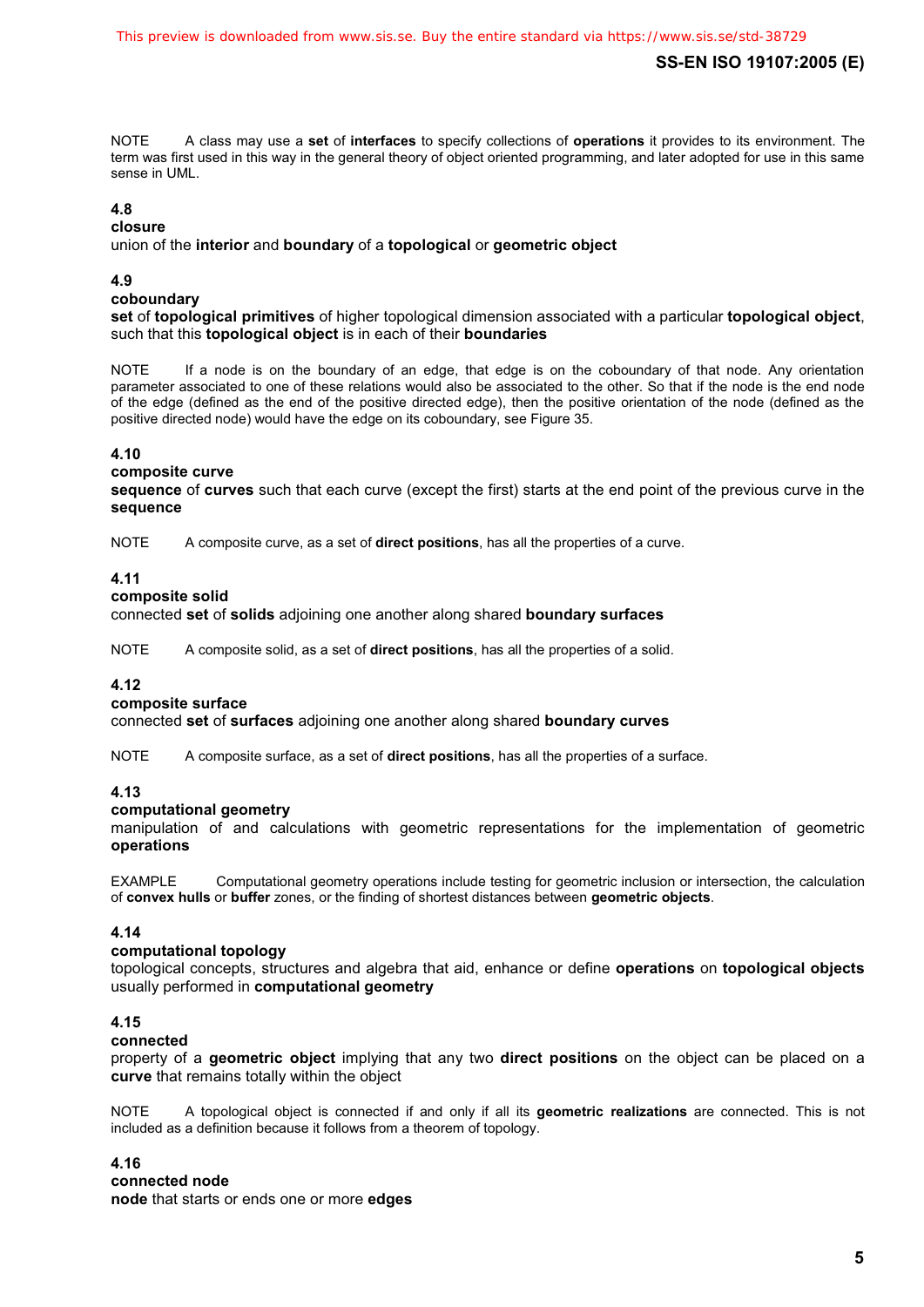NOTE A class may use a **set** of **interfaces** to specify collections of **operations** it provides to its environment. The term was first used in this way in the general theory of object oriented programming, and later adopted for use in this same sense in UML.

### 4.8
**closure**

union of the **interior** and **boundary** of a **topological** or **geometric object**

### 4.9
**coboundary**

**set** of **topological primitives** of higher topological dimension associated with a particular **topological object**, such that this **topological object** is in each of their **boundaries**

NOTE If a node is on the boundary of an edge, that edge is on the coboundary of that node. Any orientation parameter associated to one of these relations would also be associated to the other. So that if the node is the end node of the edge (defined as the end of the positive directed edge), then the positive orientation of the node (defined as the positive directed node) would have the edge on its coboundary, see Figure 35.

### 4.10
**composite curve**

**sequence** of **curves** such that each curve (except the first) starts at the end point of the previous curve in the **sequence**

NOTE A composite curve, as a set of **direct positions**, has all the properties of a curve.

### 4.11
**composite solid**

connected **set** of **solids** adjoining one another along shared **boundary surfaces**

NOTE A composite solid, as a set of **direct positions**, has all the properties of a solid.

### 4.12
**composite surface**

connected **set** of **surfaces** adjoining one another along shared **boundary curves**

NOTE A composite surface, as a set of **direct positions**, has all the properties of a surface.

### 4.13
**computational geometry**

manipulation of and calculations with geometric representations for the implementation of geometric **operations**

EXAMPLE Computational geometry operations include testing for geometric inclusion or intersection, the calculation of **convex hulls** or **buffer** zones, or the finding of shortest distances between **geometric objects**.

### 4.14
**computational topology**

topological concepts, structures and algebra that aid, enhance or define **operations** on **topological objects** usually performed in **computational geometry**

### 4.15
**connected**

property of a **geometric object** implying that any two **direct positions** on the object can be placed on a **curve** that remains totally within the object

NOTE A topological object is connected if and only if all its **geometric realizations** are connected. This is not included as a definition because it follows from a theorem of topology.

### 4.16
**connected node**

**node** that starts or ends one or more **edges**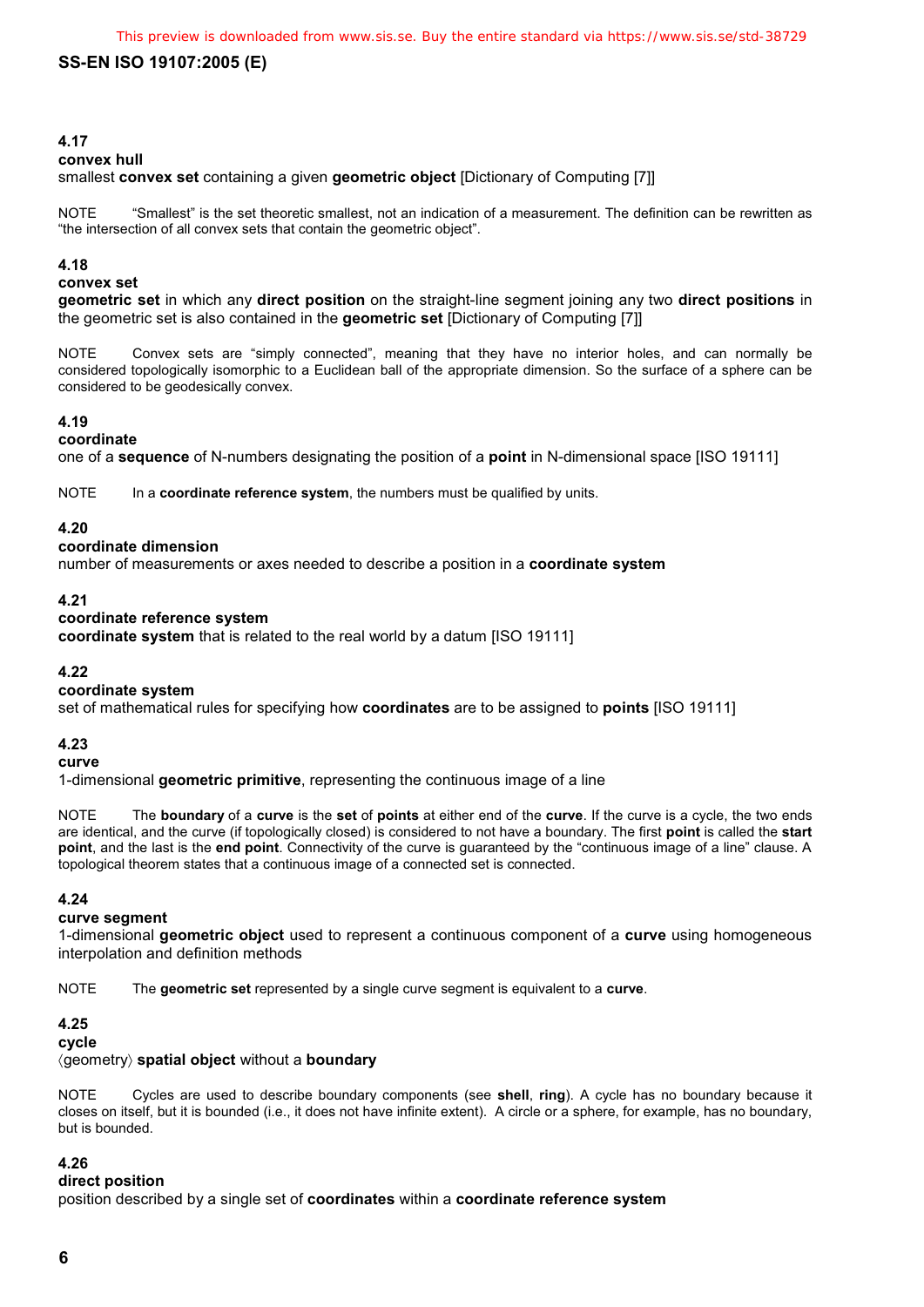### 4.17

**convex hull**

smallest **convex set** containing a given **geometric object** [Dictionary of Computing [7]]

NOTE “Smallest” is the set theoretic smallest, not an indication of a measurement. The definition can be rewritten as “the intersection of all convex sets that contain the geometric object”.

### 4.18

**convex set**

**geometric set** in which any **direct position** on the straight-line segment joining any two **direct positions** in the geometric set is also contained in the **geometric set** [Dictionary of Computing [7]]

NOTE Convex sets are “simply connected”, meaning that they have no interior holes, and can normally be considered topologically isomorphic to a Euclidean ball of the appropriate dimension. So the surface of a sphere can be considered to be geodesically convex.

### 4.19

**coordinate**

one of a **sequence** of N-numbers designating the position of a **point** in N-dimensional space [ISO 19111]

NOTE In a **coordinate reference system**, the numbers must be qualified by units.

### 4.20

**coordinate dimension**

number of measurements or axes needed to describe a position in a **coordinate system**

### 4.21

**coordinate reference system**

**coordinate system** that is related to the real world by a datum [ISO 19111]

### 4.22

**coordinate system**

set of mathematical rules for specifying how **coordinates** are to be assigned to **points** [ISO 19111]

### 4.23

**curve**

1-dimensional **geometric primitive**, representing the continuous image of a line

NOTE The **boundary** of a **curve** is the **set** of **points** at either end of the **curve**. If the curve is a cycle, the two ends are identical, and the curve (if topologically closed) is considered to not have a boundary. The first **point** is called the **start point**, and the last is the **end point**. Connectivity of the curve is guaranteed by the “continuous image of a line” clause. A topological theorem states that a continuous image of a connected set is connected.

### 4.24

**curve segment**

1-dimensional **geometric object** used to represent a continuous component of a **curve** using homogeneous interpolation and definition methods

NOTE The **geometric set** represented by a single curve segment is equivalent to a **curve**.

### 4.25

**cycle**

⟨geometry⟩ **spatial object** without a **boundary**

NOTE Cycles are used to describe boundary components (see **shell**, **ring**). A cycle has no boundary because it closes on itself, but it is bounded (i.e., it does not have infinite extent). A circle or a sphere, for example, has no boundary, but is bounded.

### 4.26

**direct position**

position described by a single set of **coordinates** within a **coordinate reference system**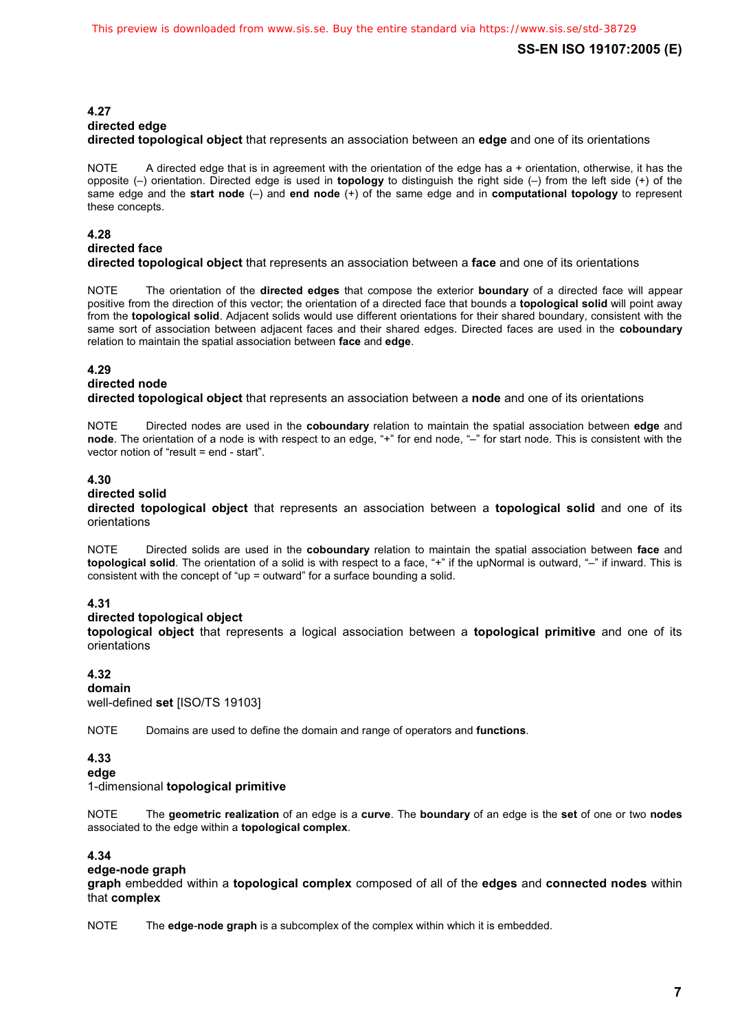### 4.27
**directed edge**
**directed topological object** that represents an association between an **edge** and one of its orientations

NOTE A directed edge that is in agreement with the orientation of the edge has a + orientation, otherwise, it has the opposite (–) orientation. Directed edge is used in **topology** to distinguish the right side (–) from the left side (+) of the same edge and the **start node** (–) and **end node** (+) of the same edge and in **computational topology** to represent these concepts.

### 4.28
**directed face**
**directed topological object** that represents an association between a **face** and one of its orientations

NOTE The orientation of the **directed edges** that compose the exterior **boundary** of a directed face will appear positive from the direction of this vector; the orientation of a directed face that bounds a **topological solid** will point away from the **topological solid**. Adjacent solids would use different orientations for their shared boundary, consistent with the same sort of association between adjacent faces and their shared edges. Directed faces are used in the **coboundary** relation to maintain the spatial association between **face** and **edge**.

### 4.29
**directed node**
**directed topological object** that represents an association between a **node** and one of its orientations

NOTE Directed nodes are used in the **coboundary** relation to maintain the spatial association between **edge** and **node**. The orientation of a node is with respect to an edge, "+" for end node, "–" for start node. This is consistent with the vector notion of "result = end - start".

### 4.30
**directed solid**
**directed topological object** that represents an association between a **topological solid** and one of its orientations

NOTE Directed solids are used in the **coboundary** relation to maintain the spatial association between **face** and **topological solid**. The orientation of a solid is with respect to a face, "+" if the upNormal is outward, "–" if inward. This is consistent with the concept of "up = outward" for a surface bounding a solid.

### 4.31
**directed topological object**
**topological object** that represents a logical association between a **topological primitive** and one of its orientations

### 4.32
**domain**
well-defined **set** [ISO/TS 19103]

NOTE Domains are used to define the domain and range of operators and **functions**.

### 4.33
**edge**
1-dimensional **topological primitive**

NOTE The **geometric realization** of an edge is a **curve**. The **boundary** of an edge is the **set** of one or two **nodes** associated to the edge within a **topological complex**.

### 4.34
**edge-node graph**
**graph** embedded within a **topological complex** composed of all of the **edges** and **connected nodes** within that **complex**

NOTE The **edge**-**node graph** is a subcomplex of the complex within which it is embedded.